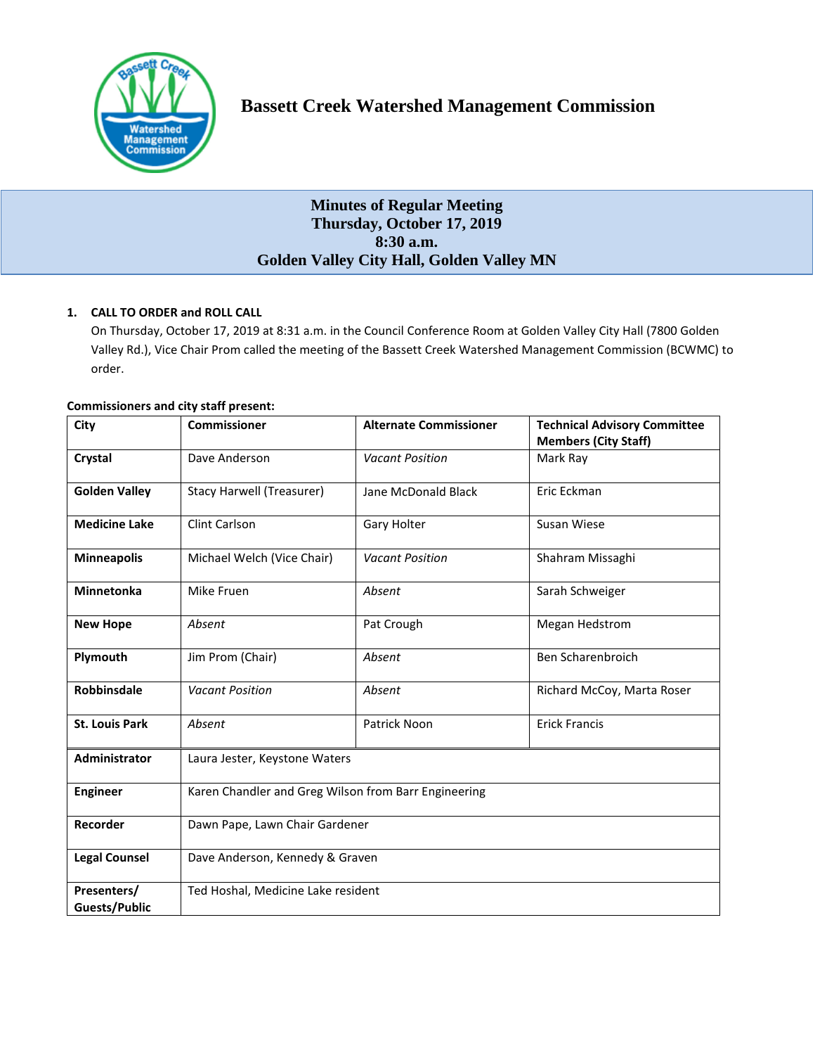# Bassett Creek Watershed Management Commission

## Minutes of Regular Meeting
## Thursday, October 17, 2019
## 8:30 a.m.
## Golden Valley City Hall, Golden Valley MN

**1. CALL TO ORDER and ROLL CALL**

On Thursday, October 17, 2019 at 8:31 a.m. in the Council Conference Room at Golden Valley City Hall (7800 Golden Valley Rd.), Vice Chair Prom called the meeting of the Bassett Creek Watershed Management Commission (BCWMC) to order.

**Commissioners and city staff present:**

| City | Commissioner | Alternate Commissioner | Technical Advisory Committee Members (City Staff) |
|---|---|---|---|
| **Crystal** | Dave Anderson | *Vacant Position* | Mark Ray |
| **Golden Valley** | Stacy Harwell (Treasurer) | Jane McDonald Black | Eric Eckman |
| **Medicine Lake** | Clint Carlson | Gary Holter | Susan Wiese |
| **Minneapolis** | Michael Welch (Vice Chair) | *Vacant Position* | Shahram Missaghi |
| **Minnetonka** | Mike Fruen | *Absent* | Sarah Schweiger |
| **New Hope** | *Absent* | Pat Crough | Megan Hedstrom |
| **Plymouth** | Jim Prom (Chair) | *Absent* | Ben Scharenbroich |
| **Robbinsdale** | *Vacant Position* | *Absent* | Richard McCoy, Marta Roser |
| **St. Louis Park** | *Absent* | Patrick Noon | Erick Francis |
| **Administrator** | Laura Jester, Keystone Waters | | |
| **Engineer** | Karen Chandler and Greg Wilson from Barr Engineering | | |
| **Recorder** | Dawn Pape, Lawn Chair Gardener | | |
| **Legal Counsel** | Dave Anderson, Kennedy & Graven | | |
| **Presenters/ Guests/Public** | Ted Hoshal, Medicine Lake resident | | |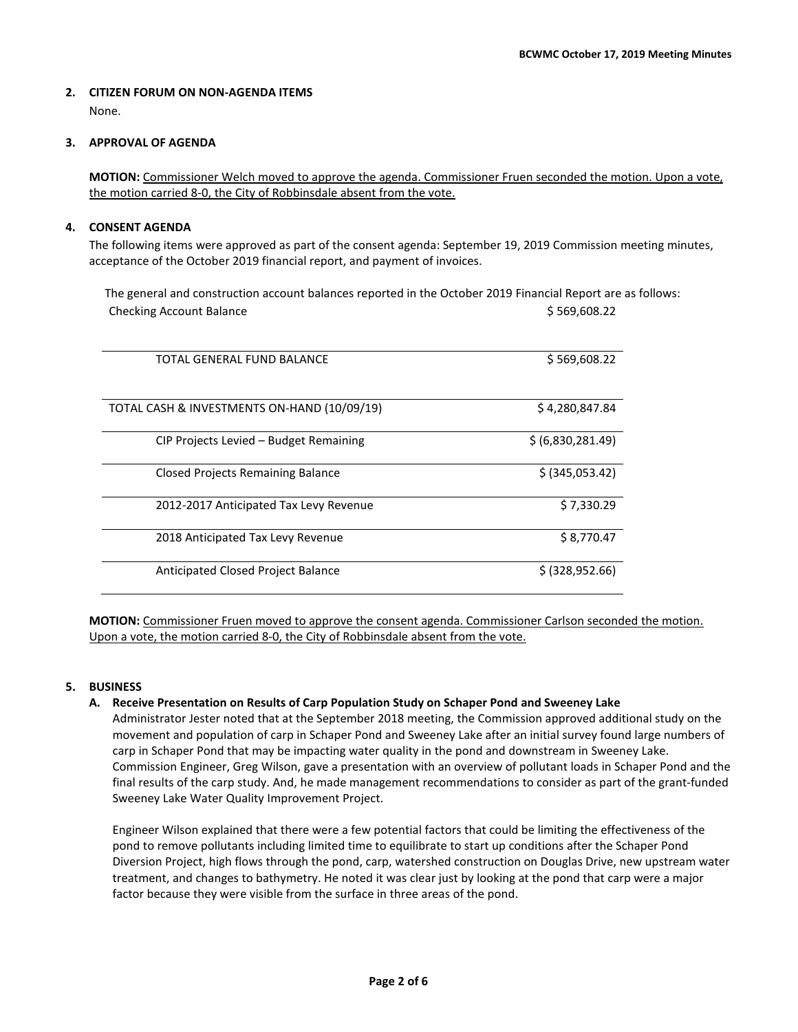**2. CITIZEN FORUM ON NON-AGENDA ITEMS**

None.

**3. APPROVAL OF AGENDA**

**MOTION:** Commissioner Welch moved to approve the agenda. Commissioner Fruen seconded the motion. Upon a vote, the motion carried 8-0, the City of Robbinsdale absent from the vote.

**4. CONSENT AGENDA**

The following items were approved as part of the consent agenda: September 19, 2019 Commission meeting minutes, acceptance of the October 2019 financial report, and payment of invoices.

The general and construction account balances reported in the October 2019 Financial Report are as follows:

| | |
|---|---|
| Checking Account Balance | $ 569,608.22 |
| TOTAL GENERAL FUND BALANCE | $ 569,608.22 |
| TOTAL CASH & INVESTMENTS ON-HAND (10/09/19) | $ 4,280,847.84 |
| CIP Projects Levied – Budget Remaining | $ (6,830,281.49) |
| Closed Projects Remaining Balance | $ (345,053.42) |
| 2012-2017 Anticipated Tax Levy Revenue | $ 7,330.29 |
| 2018 Anticipated Tax Levy Revenue | $ 8,770.47 |
| Anticipated Closed Project Balance | $ (328,952.66) |

**MOTION:** Commissioner Fruen moved to approve the consent agenda. Commissioner Carlson seconded the motion. Upon a vote, the motion carried 8-0, the City of Robbinsdale absent from the vote.

**5. BUSINESS**

**A. Receive Presentation on Results of Carp Population Study on Schaper Pond and Sweeney Lake**

Administrator Jester noted that at the September 2018 meeting, the Commission approved additional study on the movement and population of carp in Schaper Pond and Sweeney Lake after an initial survey found large numbers of carp in Schaper Pond that may be impacting water quality in the pond and downstream in Sweeney Lake. Commission Engineer, Greg Wilson, gave a presentation with an overview of pollutant loads in Schaper Pond and the final results of the carp study. And, he made management recommendations to consider as part of the grant-funded Sweeney Lake Water Quality Improvement Project.

Engineer Wilson explained that there were a few potential factors that could be limiting the effectiveness of the pond to remove pollutants including limited time to equilibrate to start up conditions after the Schaper Pond Diversion Project, high flows through the pond, carp, watershed construction on Douglas Drive, new upstream water treatment, and changes to bathymetry. He noted it was clear just by looking at the pond that carp were a major factor because they were visible from the surface in three areas of the pond.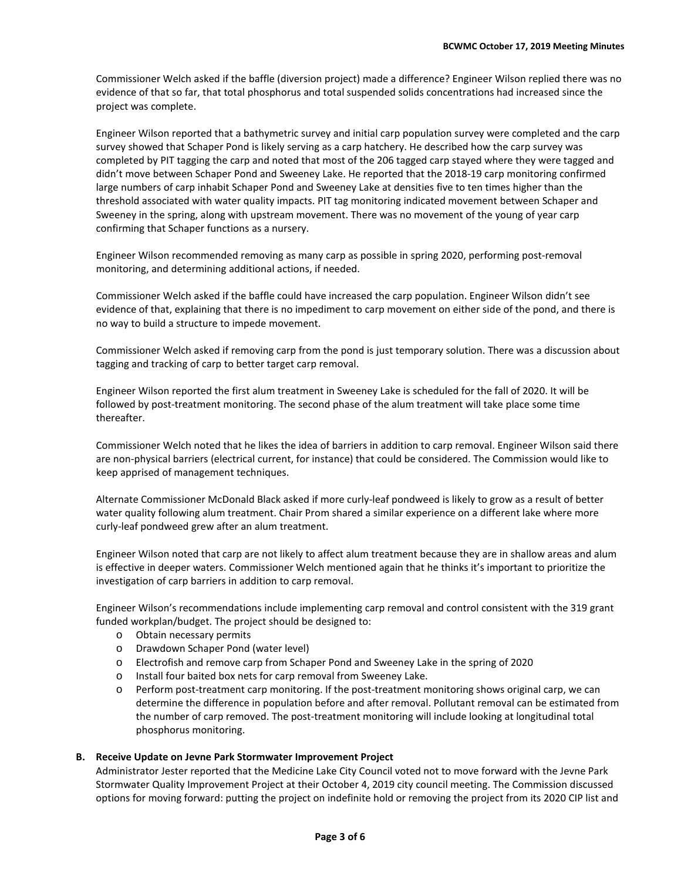Commissioner Welch asked if the baffle (diversion project) made a difference? Engineer Wilson replied there was no evidence of that so far, that total phosphorus and total suspended solids concentrations had increased since the project was complete.

Engineer Wilson reported that a bathymetric survey and initial carp population survey were completed and the carp survey showed that Schaper Pond is likely serving as a carp hatchery. He described how the carp survey was completed by PIT tagging the carp and noted that most of the 206 tagged carp stayed where they were tagged and didn't move between Schaper Pond and Sweeney Lake. He reported that the 2018-19 carp monitoring confirmed large numbers of carp inhabit Schaper Pond and Sweeney Lake at densities five to ten times higher than the threshold associated with water quality impacts. PIT tag monitoring indicated movement between Schaper and Sweeney in the spring, along with upstream movement. There was no movement of the young of year carp confirming that Schaper functions as a nursery.

Engineer Wilson recommended removing as many carp as possible in spring 2020, performing post-removal monitoring, and determining additional actions, if needed.

Commissioner Welch asked if the baffle could have increased the carp population. Engineer Wilson didn't see evidence of that, explaining that there is no impediment to carp movement on either side of the pond, and there is no way to build a structure to impede movement.

Commissioner Welch asked if removing carp from the pond is just temporary solution. There was a discussion about tagging and tracking of carp to better target carp removal.

Engineer Wilson reported the first alum treatment in Sweeney Lake is scheduled for the fall of 2020. It will be followed by post-treatment monitoring. The second phase of the alum treatment will take place some time thereafter.

Commissioner Welch noted that he likes the idea of barriers in addition to carp removal. Engineer Wilson said there are non-physical barriers (electrical current, for instance) that could be considered. The Commission would like to keep apprised of management techniques.

Alternate Commissioner McDonald Black asked if more curly-leaf pondweed is likely to grow as a result of better water quality following alum treatment. Chair Prom shared a similar experience on a different lake where more curly-leaf pondweed grew after an alum treatment.

Engineer Wilson noted that carp are not likely to affect alum treatment because they are in shallow areas and alum is effective in deeper waters. Commissioner Welch mentioned again that he thinks it's important to prioritize the investigation of carp barriers in addition to carp removal.

Engineer Wilson's recommendations include implementing carp removal and control consistent with the 319 grant funded workplan/budget. The project should be designed to:

- Obtain necessary permits
- Drawdown Schaper Pond (water level)
- Electrofish and remove carp from Schaper Pond and Sweeney Lake in the spring of 2020
- Install four baited box nets for carp removal from Sweeney Lake.
- Perform post-treatment carp monitoring. If the post-treatment monitoring shows original carp, we can determine the difference in population before and after removal. Pollutant removal can be estimated from the number of carp removed. The post-treatment monitoring will include looking at longitudinal total phosphorus monitoring.

**B. Receive Update on Jevne Park Stormwater Improvement Project**

Administrator Jester reported that the Medicine Lake City Council voted not to move forward with the Jevne Park Stormwater Quality Improvement Project at their October 4, 2019 city council meeting. The Commission discussed options for moving forward: putting the project on indefinite hold or removing the project from its 2020 CIP list and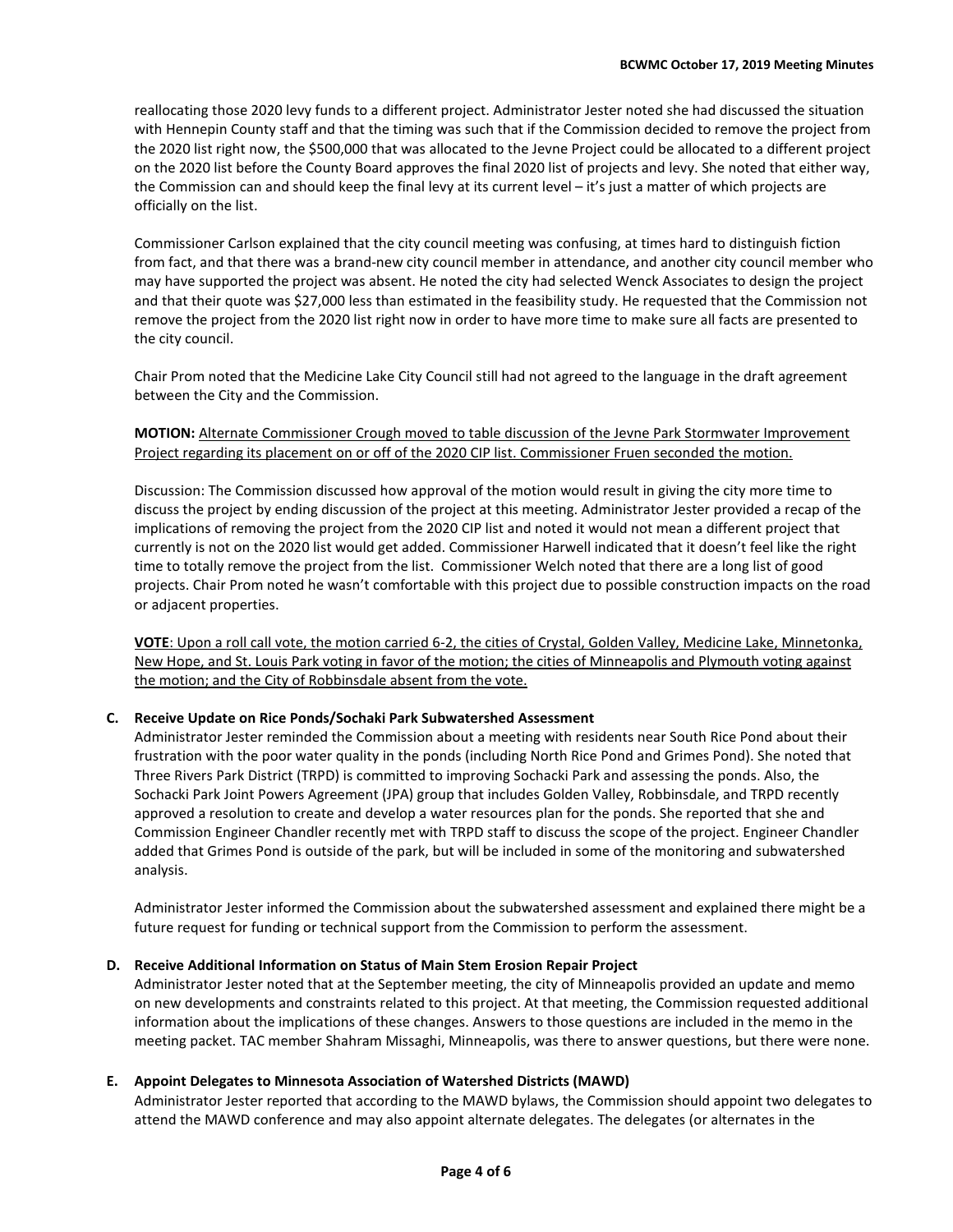reallocating those 2020 levy funds to a different project. Administrator Jester noted she had discussed the situation with Hennepin County staff and that the timing was such that if the Commission decided to remove the project from the 2020 list right now, the $500,000 that was allocated to the Jevne Project could be allocated to a different project on the 2020 list before the County Board approves the final 2020 list of projects and levy. She noted that either way, the Commission can and should keep the final levy at its current level – it's just a matter of which projects are officially on the list.

Commissioner Carlson explained that the city council meeting was confusing, at times hard to distinguish fiction from fact, and that there was a brand-new city council member in attendance, and another city council member who may have supported the project was absent. He noted the city had selected Wenck Associates to design the project and that their quote was $27,000 less than estimated in the feasibility study. He requested that the Commission not remove the project from the 2020 list right now in order to have more time to make sure all facts are presented to the city council.

Chair Prom noted that the Medicine Lake City Council still had not agreed to the language in the draft agreement between the City and the Commission.

<u>**MOTION:** Alternate Commissioner Crough moved to table discussion of the Jevne Park Stormwater Improvement Project regarding its placement on or off of the 2020 CIP list. Commissioner Fruen seconded the motion.</u>

Discussion: The Commission discussed how approval of the motion would result in giving the city more time to discuss the project by ending discussion of the project at this meeting. Administrator Jester provided a recap of the implications of removing the project from the 2020 CIP list and noted it would not mean a different project that currently is not on the 2020 list would get added. Commissioner Harwell indicated that it doesn't feel like the right time to totally remove the project from the list. Commissioner Welch noted that there are a long list of good projects. Chair Prom noted he wasn't comfortable with this project due to possible construction impacts on the road or adjacent properties.

<u>**VOTE**: Upon a roll call vote, the motion carried 6-2, the cities of Crystal, Golden Valley, Medicine Lake, Minnetonka, New Hope, and St. Louis Park voting in favor of the motion; the cities of Minneapolis and Plymouth voting against the motion; and the City of Robbinsdale absent from the vote.</u>

**C. Receive Update on Rice Ponds/Sochaki Park Subwatershed Assessment**

Administrator Jester reminded the Commission about a meeting with residents near South Rice Pond about their frustration with the poor water quality in the ponds (including North Rice Pond and Grimes Pond). She noted that Three Rivers Park District (TRPD) is committed to improving Sochacki Park and assessing the ponds. Also, the Sochacki Park Joint Powers Agreement (JPA) group that includes Golden Valley, Robbinsdale, and TRPD recently approved a resolution to create and develop a water resources plan for the ponds. She reported that she and Commission Engineer Chandler recently met with TRPD staff to discuss the scope of the project. Engineer Chandler added that Grimes Pond is outside of the park, but will be included in some of the monitoring and subwatershed analysis.

Administrator Jester informed the Commission about the subwatershed assessment and explained there might be a future request for funding or technical support from the Commission to perform the assessment.

**D. Receive Additional Information on Status of Main Stem Erosion Repair Project**

Administrator Jester noted that at the September meeting, the city of Minneapolis provided an update and memo on new developments and constraints related to this project. At that meeting, the Commission requested additional information about the implications of these changes. Answers to those questions are included in the memo in the meeting packet. TAC member Shahram Missaghi, Minneapolis, was there to answer questions, but there were none.

**E. Appoint Delegates to Minnesota Association of Watershed Districts (MAWD)**

Administrator Jester reported that according to the MAWD bylaws, the Commission should appoint two delegates to attend the MAWD conference and may also appoint alternate delegates. The delegates (or alternates in the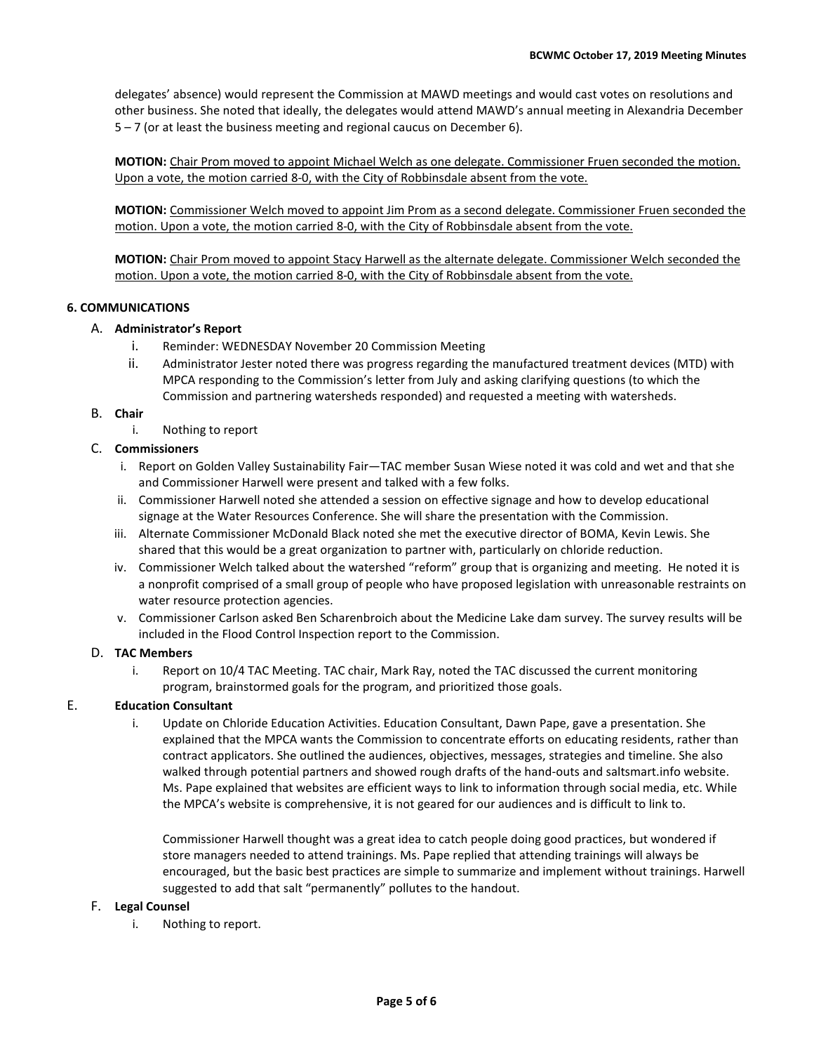delegates' absence) would represent the Commission at MAWD meetings and would cast votes on resolutions and other business. She noted that ideally, the delegates would attend MAWD's annual meeting in Alexandria December 5 – 7 (or at least the business meeting and regional caucus on December 6).

**MOTION:** Chair Prom moved to appoint Michael Welch as one delegate. Commissioner Fruen seconded the motion. Upon a vote, the motion carried 8-0, with the City of Robbinsdale absent from the vote.

**MOTION:** Commissioner Welch moved to appoint Jim Prom as a second delegate. Commissioner Fruen seconded the motion. Upon a vote, the motion carried 8-0, with the City of Robbinsdale absent from the vote.

**MOTION:** Chair Prom moved to appoint Stacy Harwell as the alternate delegate. Commissioner Welch seconded the motion. Upon a vote, the motion carried 8-0, with the City of Robbinsdale absent from the vote.

**6. COMMUNICATIONS**

A. **Administrator's Report**

  i. Reminder: WEDNESDAY November 20 Commission Meeting

  ii. Administrator Jester noted there was progress regarding the manufactured treatment devices (MTD) with MPCA responding to the Commission's letter from July and asking clarifying questions (to which the Commission and partnering watersheds responded) and requested a meeting with watersheds.

B. **Chair**

  i. Nothing to report

C. **Commissioners**

  i. Report on Golden Valley Sustainability Fair—TAC member Susan Wiese noted it was cold and wet and that she and Commissioner Harwell were present and talked with a few folks.

  ii. Commissioner Harwell noted she attended a session on effective signage and how to develop educational signage at the Water Resources Conference. She will share the presentation with the Commission.

  iii. Alternate Commissioner McDonald Black noted she met the executive director of BOMA, Kevin Lewis. She shared that this would be a great organization to partner with, particularly on chloride reduction.

  iv. Commissioner Welch talked about the watershed "reform" group that is organizing and meeting. He noted it is a nonprofit comprised of a small group of people who have proposed legislation with unreasonable restraints on water resource protection agencies.

  v. Commissioner Carlson asked Ben Scharenbroich about the Medicine Lake dam survey. The survey results will be included in the Flood Control Inspection report to the Commission.

D. **TAC Members**

  i. Report on 10/4 TAC Meeting. TAC chair, Mark Ray, noted the TAC discussed the current monitoring program, brainstormed goals for the program, and prioritized those goals.

E. **Education Consultant**

  i. Update on Chloride Education Activities. Education Consultant, Dawn Pape, gave a presentation. She explained that the MPCA wants the Commission to concentrate efforts on educating residents, rather than contract applicators. She outlined the audiences, objectives, messages, strategies and timeline. She also walked through potential partners and showed rough drafts of the hand-outs and saltsmart.info website. Ms. Pape explained that websites are efficient ways to link to information through social media, etc. While the MPCA's website is comprehensive, it is not geared for our audiences and is difficult to link to.

  Commissioner Harwell thought was a great idea to catch people doing good practices, but wondered if store managers needed to attend trainings. Ms. Pape replied that attending trainings will always be encouraged, but the basic best practices are simple to summarize and implement without trainings. Harwell suggested to add that salt "permanently" pollutes to the handout.

F. **Legal Counsel**

  i. Nothing to report.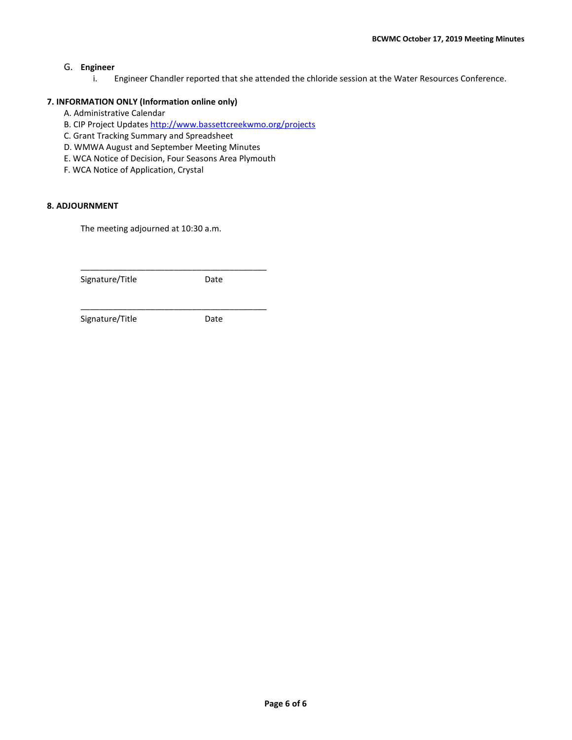G. **Engineer**

i. Engineer Chandler reported that she attended the chloride session at the Water Resources Conference.

**7. INFORMATION ONLY (Information online only)**

A. Administrative Calendar
B. CIP Project Updates http://www.bassettcreekwmo.org/projects
C. Grant Tracking Summary and Spreadsheet
D. WMWA August and September Meeting Minutes
E. WCA Notice of Decision, Four Seasons Area Plymouth
F. WCA Notice of Application, Crystal

**8. ADJOURNMENT**

The meeting adjourned at 10:30 a.m.

\_\_\_\_\_\_\_\_\_\_\_\_\_\_\_\_\_\_\_\_\_\_\_\_\_\_\_\_\_\_\_\_\_\_\_\_\_\_\_\_\_\_

Signature/Title Date

\_\_\_\_\_\_\_\_\_\_\_\_\_\_\_\_\_\_\_\_\_\_\_\_\_\_\_\_\_\_\_\_\_\_\_\_\_\_\_\_\_\_

Signature/Title Date